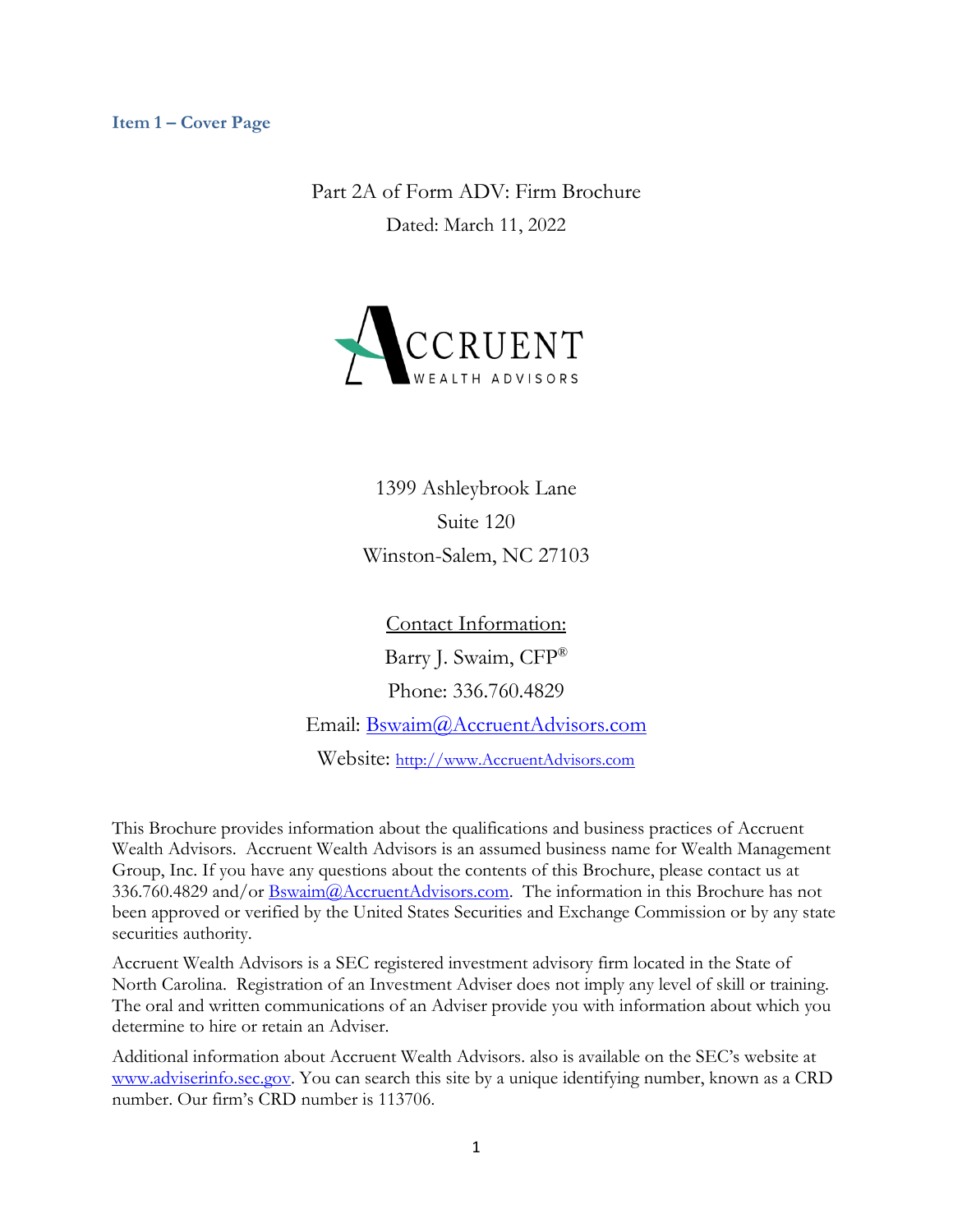## Item 1 – Cover Page

Part 2A of Form ADV: Firm Brochure

Dated: March 11, 2022

ACCRUENT WEALTH ADVISORS

1399 Ashleybrook Lane

Suite 120

Winston-Salem, NC 27103

Contact Information:

Barry J. Swaim, CFP®

Phone: 336.760.4829

Email: Bswaim@AccruentAdvisors.com

Website: http://www.AccruentAdvisors.com

This Brochure provides information about the qualifications and business practices of Accruent Wealth Advisors. Accruent Wealth Advisors is an assumed business name for Wealth Management Group, Inc. If you have any questions about the contents of this Brochure, please contact us at 336.760.4829 and/or Bswaim@AccruentAdvisors.com. The information in this Brochure has not been approved or verified by the United States Securities and Exchange Commission or by any state securities authority.

Accruent Wealth Advisors is a SEC registered investment advisory firm located in the State of North Carolina. Registration of an Investment Adviser does not imply any level of skill or training. The oral and written communications of an Adviser provide you with information about which you determine to hire or retain an Adviser.

Additional information about Accruent Wealth Advisors. also is available on the SEC's website at www.adviserinfo.sec.gov. You can search this site by a unique identifying number, known as a CRD number. Our firm's CRD number is 113706.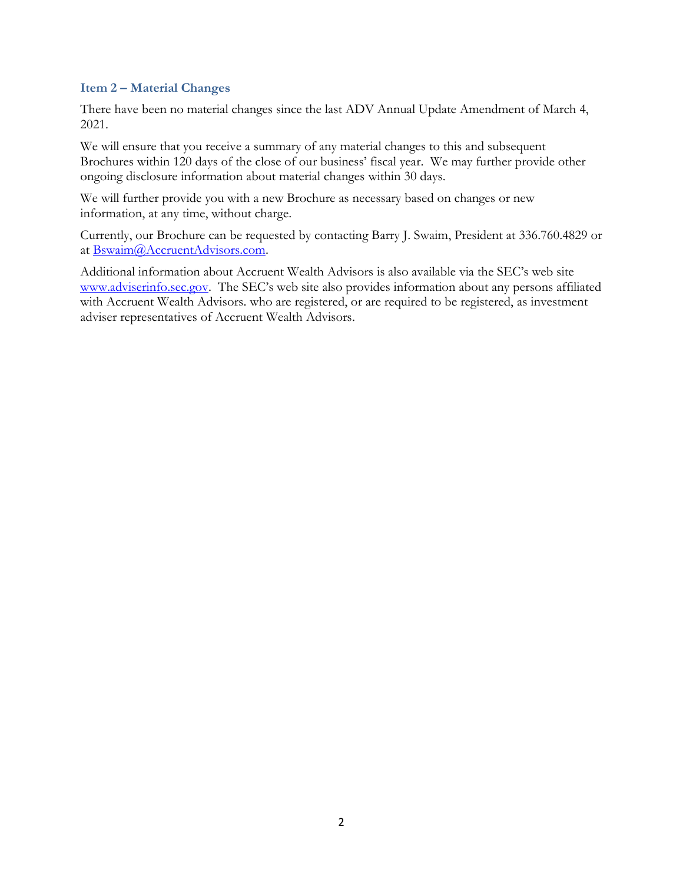## Item 2 – Material Changes

There have been no material changes since the last ADV Annual Update Amendment of March 4, 2021.

We will ensure that you receive a summary of any material changes to this and subsequent Brochures within 120 days of the close of our business' fiscal year. We may further provide other ongoing disclosure information about material changes within 30 days.

We will further provide you with a new Brochure as necessary based on changes or new information, at any time, without charge.

Currently, our Brochure can be requested by contacting Barry J. Swaim, President at 336.760.4829 or at Bswaim@AccruentAdvisors.com.

Additional information about Accruent Wealth Advisors is also available via the SEC's web site www.adviserinfo.sec.gov. The SEC's web site also provides information about any persons affiliated with Accruent Wealth Advisors. who are registered, or are required to be registered, as investment adviser representatives of Accruent Wealth Advisors.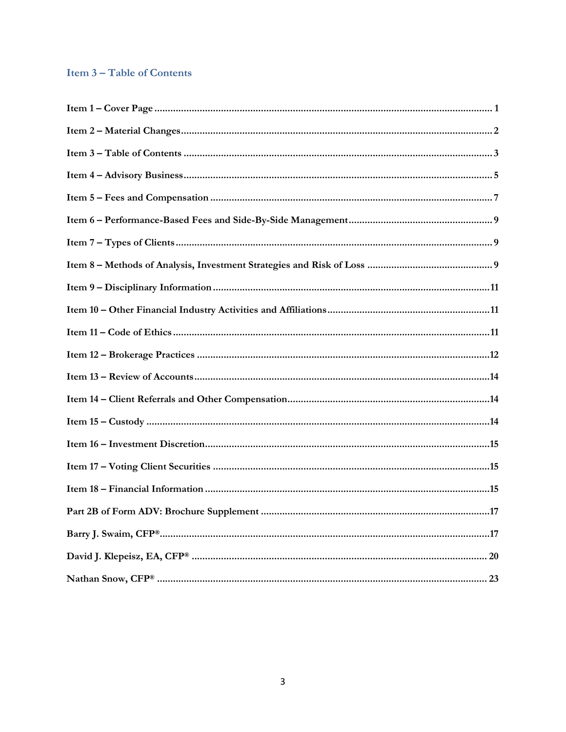## Item 3 – Table of Contents

**Item 1 – Cover Page** .............................................................................................................. 1

**Item 2 – Material Changes** .................................................................................................... 2

**Item 3 – Table of Contents** ................................................................................................... 3

**Item 4 – Advisory Business** .................................................................................................. 5

**Item 5 – Fees and Compensation** ........................................................................................ 7

**Item 6 – Performance-Based Fees and Side-By-Side Management** ..................................................... 9

**Item 7 – Types of Clients** ..................................................................................................... 9

**Item 8 – Methods of Analysis, Investment Strategies and Risk of Loss** ............................................... 9

**Item 9 – Disciplinary Information** ..................................................................................... 11

**Item 10 – Other Financial Industry Activities and Affiliations** ............................................................ 11

**Item 11 – Code of Ethics** ..................................................................................................... 11

**Item 12 – Brokerage Practices** ............................................................................................ 12

**Item 13 – Review of Accounts** ............................................................................................ 14

**Item 14 – Client Referrals and Other Compensation** ........................................................................... 14

**Item 15 – Custody** ............................................................................................................... 14

**Item 16 – Investment Discretion** ......................................................................................... 15

**Item 17 – Voting Client Securities** ...................................................................................... 15

**Item 18 – Financial Information** ......................................................................................... 15

**Part 2B of Form ADV: Brochure Supplement** .................................................................................... 17

**Barry J. Swaim, CFP®** .......................................................................................................... 17

**David J. Klepeisz, EA, CFP®** .............................................................................................. 20

**Nathan Snow, CFP®** ............................................................................................................ 23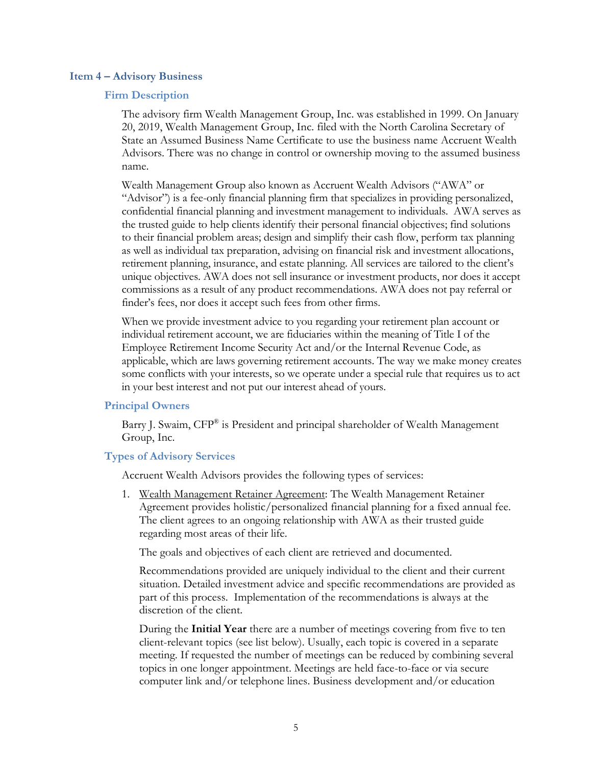## Item 4 – Advisory Business

### Firm Description

The advisory firm Wealth Management Group, Inc. was established in 1999. On January 20, 2019, Wealth Management Group, Inc. filed with the North Carolina Secretary of State an Assumed Business Name Certificate to use the business name Accruent Wealth Advisors. There was no change in control or ownership moving to the assumed business name.

Wealth Management Group also known as Accruent Wealth Advisors ("AWA" or "Advisor") is a fee-only financial planning firm that specializes in providing personalized, confidential financial planning and investment management to individuals. AWA serves as the trusted guide to help clients identify their personal financial objectives; find solutions to their financial problem areas; design and simplify their cash flow, perform tax planning as well as individual tax preparation, advising on financial risk and investment allocations, retirement planning, insurance, and estate planning. All services are tailored to the client's unique objectives. AWA does not sell insurance or investment products, nor does it accept commissions as a result of any product recommendations. AWA does not pay referral or finder's fees, nor does it accept such fees from other firms.

When we provide investment advice to you regarding your retirement plan account or individual retirement account, we are fiduciaries within the meaning of Title I of the Employee Retirement Income Security Act and/or the Internal Revenue Code, as applicable, which are laws governing retirement accounts. The way we make money creates some conflicts with your interests, so we operate under a special rule that requires us to act in your best interest and not put our interest ahead of yours.

### Principal Owners

Barry J. Swaim, CFP® is President and principal shareholder of Wealth Management Group, Inc.

### Types of Advisory Services

Accruent Wealth Advisors provides the following types of services:

1. Wealth Management Retainer Agreement: The Wealth Management Retainer Agreement provides holistic/personalized financial planning for a fixed annual fee. The client agrees to an ongoing relationship with AWA as their trusted guide regarding most areas of their life.

   The goals and objectives of each client are retrieved and documented.

   Recommendations provided are uniquely individual to the client and their current situation. Detailed investment advice and specific recommendations are provided as part of this process. Implementation of the recommendations is always at the discretion of the client.

   During the **Initial Year** there are a number of meetings covering from five to ten client-relevant topics (see list below). Usually, each topic is covered in a separate meeting. If requested the number of meetings can be reduced by combining several topics in one longer appointment. Meetings are held face-to-face or via secure computer link and/or telephone lines. Business development and/or education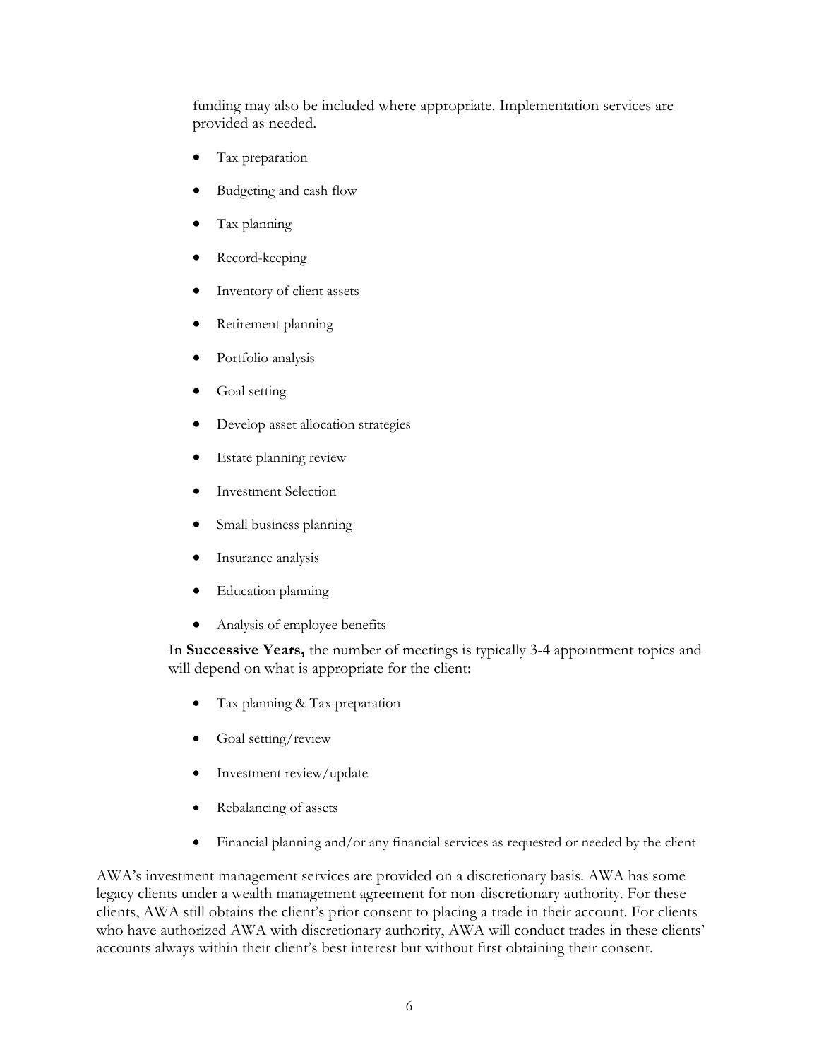funding may also be included where appropriate. Implementation services are provided as needed.

- Tax preparation
- Budgeting and cash flow
- Tax planning
- Record-keeping
- Inventory of client assets
- Retirement planning
- Portfolio analysis
- Goal setting
- Develop asset allocation strategies
- Estate planning review
- Investment Selection
- Small business planning
- Insurance analysis
- Education planning
- Analysis of employee benefits

In **Successive Years,** the number of meetings is typically 3-4 appointment topics and will depend on what is appropriate for the client:

- Tax planning & Tax preparation
- Goal setting/review
- Investment review/update
- Rebalancing of assets
- Financial planning and/or any financial services as requested or needed by the client

AWA's investment management services are provided on a discretionary basis. AWA has some legacy clients under a wealth management agreement for non-discretionary authority. For these clients, AWA still obtains the client's prior consent to placing a trade in their account. For clients who have authorized AWA with discretionary authority, AWA will conduct trades in these clients' accounts always within their client's best interest but without first obtaining their consent.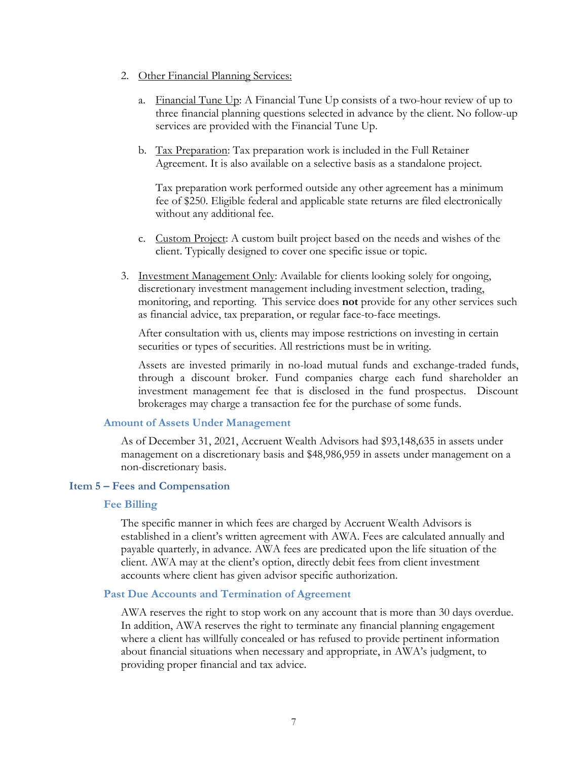2. Other Financial Planning Services:

    a. Financial Tune Up: A Financial Tune Up consists of a two-hour review of up to three financial planning questions selected in advance by the client. No follow-up services are provided with the Financial Tune Up.

    b. Tax Preparation: Tax preparation work is included in the Full Retainer Agreement. It is also available on a selective basis as a standalone project.

        Tax preparation work performed outside any other agreement has a minimum fee of $250. Eligible federal and applicable state returns are filed electronically without any additional fee.

    c. Custom Project: A custom built project based on the needs and wishes of the client. Typically designed to cover one specific issue or topic.

3. Investment Management Only: Available for clients looking solely for ongoing, discretionary investment management including investment selection, trading, monitoring, and reporting. This service does **not** provide for any other services such as financial advice, tax preparation, or regular face-to-face meetings.

    After consultation with us, clients may impose restrictions on investing in certain securities or types of securities. All restrictions must be in writing.

    Assets are invested primarily in no-load mutual funds and exchange-traded funds, through a discount broker. Fund companies charge each fund shareholder an investment management fee that is disclosed in the fund prospectus. Discount brokerages may charge a transaction fee for the purchase of some funds.

### Amount of Assets Under Management

As of December 31, 2021, Accruent Wealth Advisors had $93,148,635 in assets under management on a discretionary basis and $48,986,959 in assets under management on a non-discretionary basis.

## Item 5 – Fees and Compensation

### Fee Billing

The specific manner in which fees are charged by Accruent Wealth Advisors is established in a client's written agreement with AWA. Fees are calculated annually and payable quarterly, in advance. AWA fees are predicated upon the life situation of the client. AWA may at the client's option, directly debit fees from client investment accounts where client has given advisor specific authorization.

### Past Due Accounts and Termination of Agreement

AWA reserves the right to stop work on any account that is more than 30 days overdue. In addition, AWA reserves the right to terminate any financial planning engagement where a client has willfully concealed or has refused to provide pertinent information about financial situations when necessary and appropriate, in AWA's judgment, to providing proper financial and tax advice.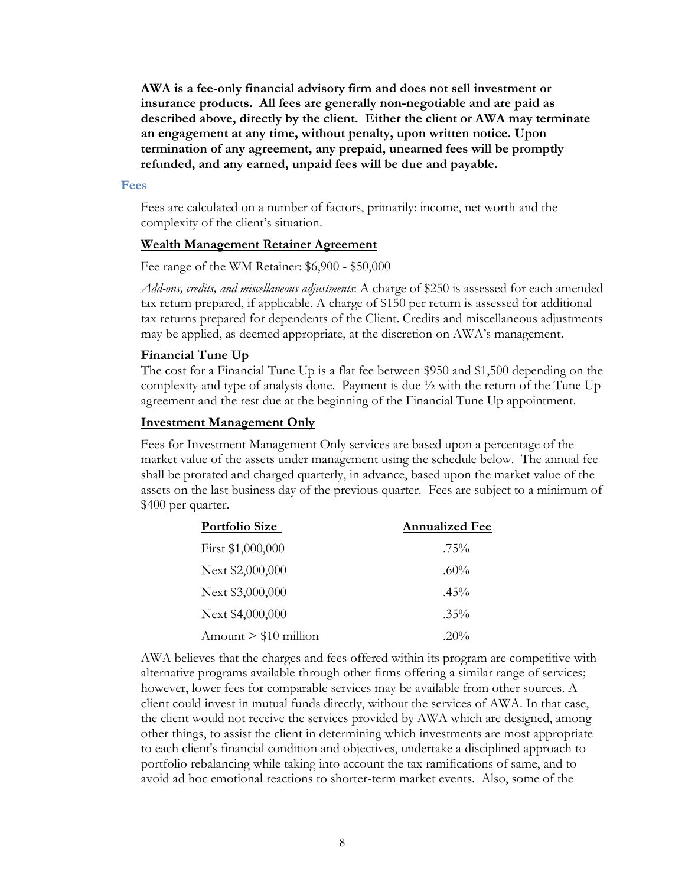**AWA is a fee-only financial advisory firm and does not sell investment or insurance products. All fees are generally non-negotiable and are paid as described above, directly by the client. Either the client or AWA may terminate an engagement at any time, without penalty, upon written notice. Upon termination of any agreement, any prepaid, unearned fees will be promptly refunded, and any earned, unpaid fees will be due and payable.**

## Fees

Fees are calculated on a number of factors, primarily: income, net worth and the complexity of the client's situation.

**Wealth Management Retainer Agreement**

Fee range of the WM Retainer: $6,900 - $50,000

*Add-ons, credits, and miscellaneous adjustments*: A charge of $250 is assessed for each amended tax return prepared, if applicable. A charge of $150 per return is assessed for additional tax returns prepared for dependents of the Client. Credits and miscellaneous adjustments may be applied, as deemed appropriate, at the discretion on AWA's management.

**Financial Tune Up**

The cost for a Financial Tune Up is a flat fee between $950 and $1,500 depending on the complexity and type of analysis done. Payment is due ½ with the return of the Tune Up agreement and the rest due at the beginning of the Financial Tune Up appointment.

**Investment Management Only**

Fees for Investment Management Only services are based upon a percentage of the market value of the assets under management using the schedule below. The annual fee shall be prorated and charged quarterly, in advance, based upon the market value of the assets on the last business day of the previous quarter. Fees are subject to a minimum of $400 per quarter.

| Portfolio Size | Annualized Fee |
|---|---|
| First $1,000,000 | .75% |
| Next $2,000,000 | .60% |
| Next $3,000,000 | .45% |
| Next $4,000,000 | .35% |
| Amount > $10 million | .20% |

AWA believes that the charges and fees offered within its program are competitive with alternative programs available through other firms offering a similar range of services; however, lower fees for comparable services may be available from other sources. A client could invest in mutual funds directly, without the services of AWA. In that case, the client would not receive the services provided by AWA which are designed, among other things, to assist the client in determining which investments are most appropriate to each client's financial condition and objectives, undertake a disciplined approach to portfolio rebalancing while taking into account the tax ramifications of same, and to avoid ad hoc emotional reactions to shorter-term market events. Also, some of the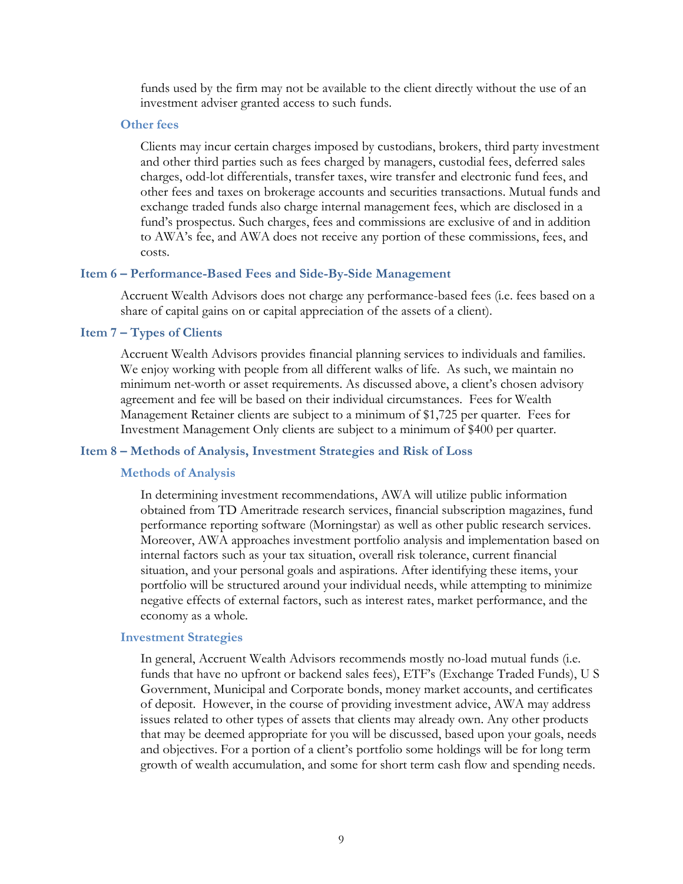funds used by the firm may not be available to the client directly without the use of an investment adviser granted access to such funds.

### Other fees

Clients may incur certain charges imposed by custodians, brokers, third party investment and other third parties such as fees charged by managers, custodial fees, deferred sales charges, odd-lot differentials, transfer taxes, wire transfer and electronic fund fees, and other fees and taxes on brokerage accounts and securities transactions. Mutual funds and exchange traded funds also charge internal management fees, which are disclosed in a fund's prospectus. Such charges, fees and commissions are exclusive of and in addition to AWA's fee, and AWA does not receive any portion of these commissions, fees, and costs.

## Item 6 – Performance-Based Fees and Side-By-Side Management

Accruent Wealth Advisors does not charge any performance-based fees (i.e. fees based on a share of capital gains on or capital appreciation of the assets of a client).

## Item 7 – Types of Clients

Accruent Wealth Advisors provides financial planning services to individuals and families. We enjoy working with people from all different walks of life. As such, we maintain no minimum net-worth or asset requirements. As discussed above, a client's chosen advisory agreement and fee will be based on their individual circumstances. Fees for Wealth Management Retainer clients are subject to a minimum of $1,725 per quarter. Fees for Investment Management Only clients are subject to a minimum of $400 per quarter.

## Item 8 – Methods of Analysis, Investment Strategies and Risk of Loss

### Methods of Analysis

In determining investment recommendations, AWA will utilize public information obtained from TD Ameritrade research services, financial subscription magazines, fund performance reporting software (Morningstar) as well as other public research services. Moreover, AWA approaches investment portfolio analysis and implementation based on internal factors such as your tax situation, overall risk tolerance, current financial situation, and your personal goals and aspirations. After identifying these items, your portfolio will be structured around your individual needs, while attempting to minimize negative effects of external factors, such as interest rates, market performance, and the economy as a whole.

### Investment Strategies

In general, Accruent Wealth Advisors recommends mostly no-load mutual funds (i.e. funds that have no upfront or backend sales fees), ETF's (Exchange Traded Funds), U S Government, Municipal and Corporate bonds, money market accounts, and certificates of deposit. However, in the course of providing investment advice, AWA may address issues related to other types of assets that clients may already own. Any other products that may be deemed appropriate for you will be discussed, based upon your goals, needs and objectives. For a portion of a client's portfolio some holdings will be for long term growth of wealth accumulation, and some for short term cash flow and spending needs.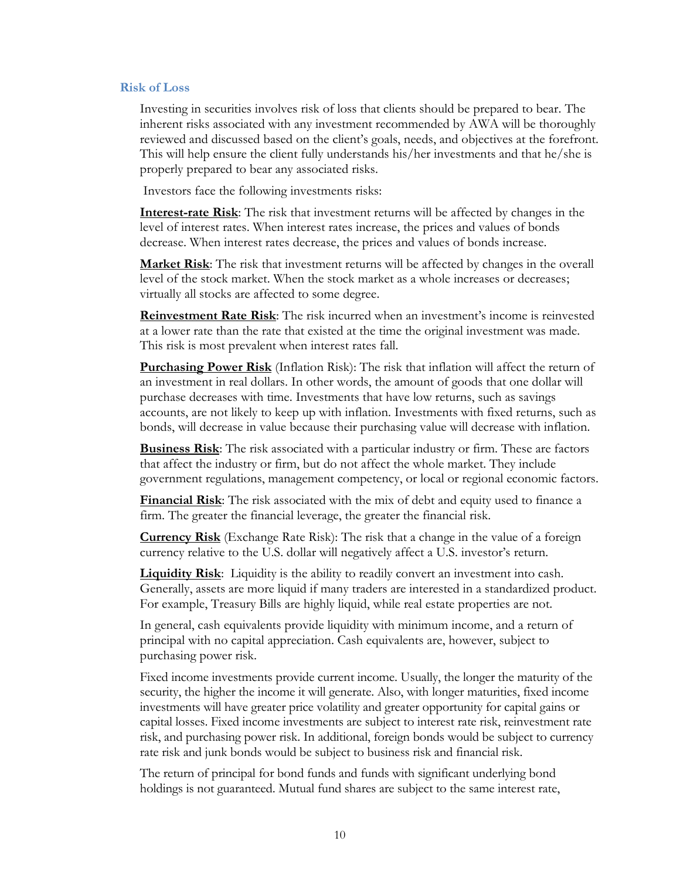## Risk of Loss

Investing in securities involves risk of loss that clients should be prepared to bear. The inherent risks associated with any investment recommended by AWA will be thoroughly reviewed and discussed based on the client's goals, needs, and objectives at the forefront. This will help ensure the client fully understands his/her investments and that he/she is properly prepared to bear any associated risks.

Investors face the following investments risks:

**Interest-rate Risk**: The risk that investment returns will be affected by changes in the level of interest rates. When interest rates increase, the prices and values of bonds decrease. When interest rates decrease, the prices and values of bonds increase.

**Market Risk**: The risk that investment returns will be affected by changes in the overall level of the stock market. When the stock market as a whole increases or decreases; virtually all stocks are affected to some degree.

**Reinvestment Rate Risk**: The risk incurred when an investment's income is reinvested at a lower rate than the rate that existed at the time the original investment was made. This risk is most prevalent when interest rates fall.

**Purchasing Power Risk** (Inflation Risk): The risk that inflation will affect the return of an investment in real dollars. In other words, the amount of goods that one dollar will purchase decreases with time. Investments that have low returns, such as savings accounts, are not likely to keep up with inflation. Investments with fixed returns, such as bonds, will decrease in value because their purchasing value will decrease with inflation.

**Business Risk**: The risk associated with a particular industry or firm. These are factors that affect the industry or firm, but do not affect the whole market. They include government regulations, management competency, or local or regional economic factors.

**Financial Risk**: The risk associated with the mix of debt and equity used to finance a firm. The greater the financial leverage, the greater the financial risk.

**Currency Risk** (Exchange Rate Risk): The risk that a change in the value of a foreign currency relative to the U.S. dollar will negatively affect a U.S. investor's return.

**Liquidity Risk**: Liquidity is the ability to readily convert an investment into cash. Generally, assets are more liquid if many traders are interested in a standardized product. For example, Treasury Bills are highly liquid, while real estate properties are not.

In general, cash equivalents provide liquidity with minimum income, and a return of principal with no capital appreciation. Cash equivalents are, however, subject to purchasing power risk.

Fixed income investments provide current income. Usually, the longer the maturity of the security, the higher the income it will generate. Also, with longer maturities, fixed income investments will have greater price volatility and greater opportunity for capital gains or capital losses. Fixed income investments are subject to interest rate risk, reinvestment rate risk, and purchasing power risk. In additional, foreign bonds would be subject to currency rate risk and junk bonds would be subject to business risk and financial risk.

The return of principal for bond funds and funds with significant underlying bond holdings is not guaranteed. Mutual fund shares are subject to the same interest rate,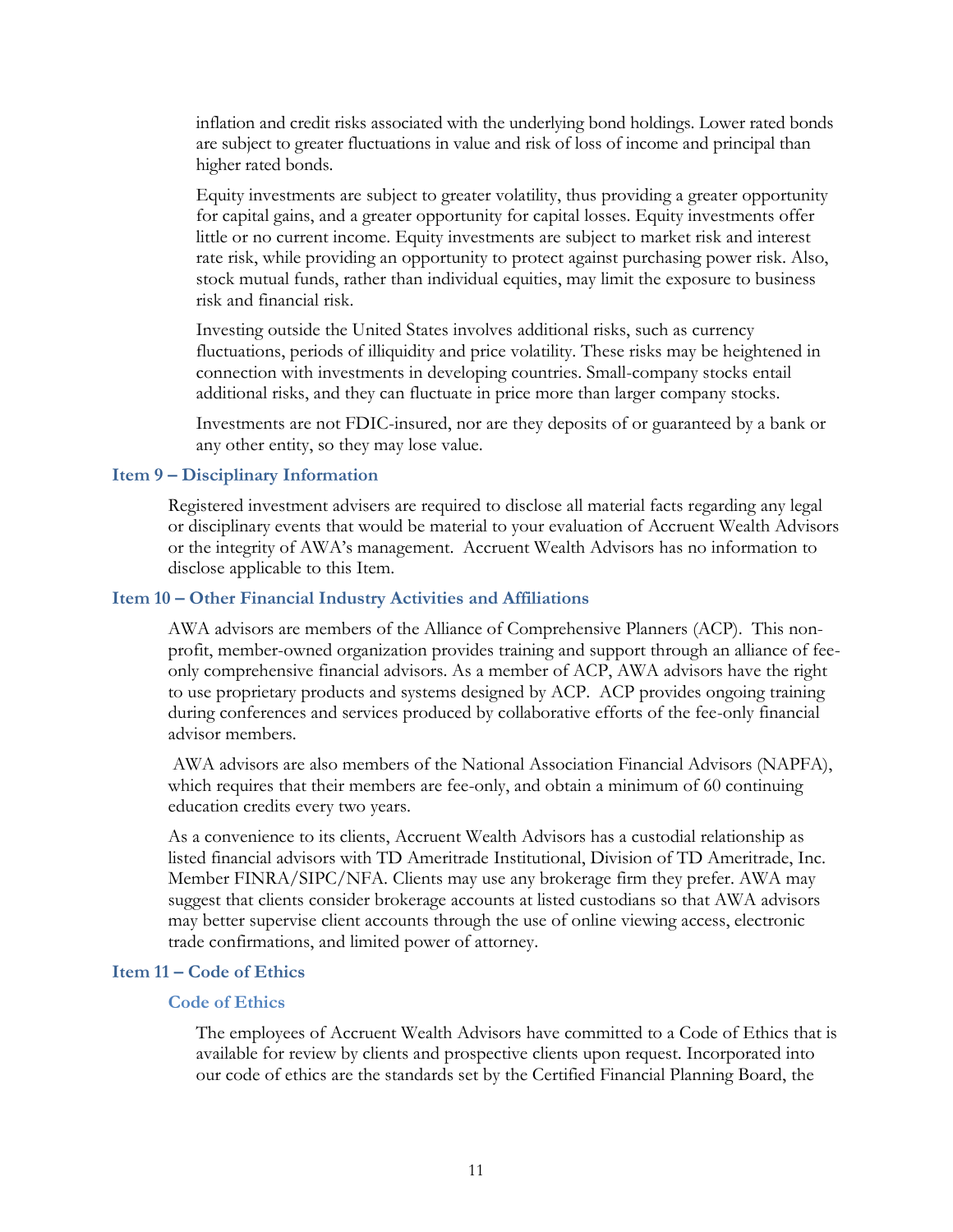inflation and credit risks associated with the underlying bond holdings. Lower rated bonds are subject to greater fluctuations in value and risk of loss of income and principal than higher rated bonds.

Equity investments are subject to greater volatility, thus providing a greater opportunity for capital gains, and a greater opportunity for capital losses. Equity investments offer little or no current income. Equity investments are subject to market risk and interest rate risk, while providing an opportunity to protect against purchasing power risk. Also, stock mutual funds, rather than individual equities, may limit the exposure to business risk and financial risk.

Investing outside the United States involves additional risks, such as currency fluctuations, periods of illiquidity and price volatility. These risks may be heightened in connection with investments in developing countries. Small-company stocks entail additional risks, and they can fluctuate in price more than larger company stocks.

Investments are not FDIC-insured, nor are they deposits of or guaranteed by a bank or any other entity, so they may lose value.

## Item 9 – Disciplinary Information

Registered investment advisers are required to disclose all material facts regarding any legal or disciplinary events that would be material to your evaluation of Accruent Wealth Advisors or the integrity of AWA's management. Accruent Wealth Advisors has no information to disclose applicable to this Item.

## Item 10 – Other Financial Industry Activities and Affiliations

AWA advisors are members of the Alliance of Comprehensive Planners (ACP). This non-profit, member-owned organization provides training and support through an alliance of fee-only comprehensive financial advisors. As a member of ACP, AWA advisors have the right to use proprietary products and systems designed by ACP. ACP provides ongoing training during conferences and services produced by collaborative efforts of the fee-only financial advisor members.

AWA advisors are also members of the National Association Financial Advisors (NAPFA), which requires that their members are fee-only, and obtain a minimum of 60 continuing education credits every two years.

As a convenience to its clients, Accruent Wealth Advisors has a custodial relationship as listed financial advisors with TD Ameritrade Institutional, Division of TD Ameritrade, Inc. Member FINRA/SIPC/NFA. Clients may use any brokerage firm they prefer. AWA may suggest that clients consider brokerage accounts at listed custodians so that AWA advisors may better supervise client accounts through the use of online viewing access, electronic trade confirmations, and limited power of attorney.

## Item 11 – Code of Ethics

### Code of Ethics

The employees of Accruent Wealth Advisors have committed to a Code of Ethics that is available for review by clients and prospective clients upon request. Incorporated into our code of ethics are the standards set by the Certified Financial Planning Board, the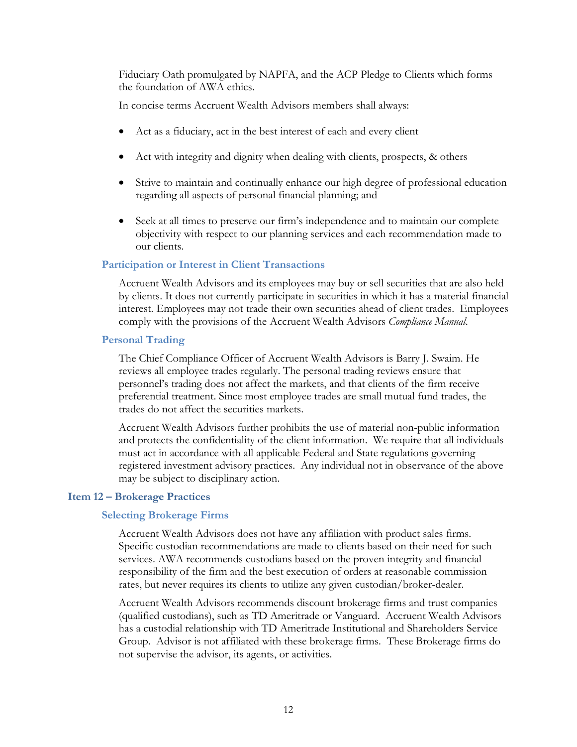Fiduciary Oath promulgated by NAPFA, and the ACP Pledge to Clients which forms the foundation of AWA ethics.

In concise terms Accruent Wealth Advisors members shall always:

- Act as a fiduciary, act in the best interest of each and every client
- Act with integrity and dignity when dealing with clients, prospects, & others
- Strive to maintain and continually enhance our high degree of professional education regarding all aspects of personal financial planning; and
- Seek at all times to preserve our firm's independence and to maintain our complete objectivity with respect to our planning services and each recommendation made to our clients.

### Participation or Interest in Client Transactions

Accruent Wealth Advisors and its employees may buy or sell securities that are also held by clients. It does not currently participate in securities in which it has a material financial interest. Employees may not trade their own securities ahead of client trades. Employees comply with the provisions of the Accruent Wealth Advisors *Compliance Manual*.

### Personal Trading

The Chief Compliance Officer of Accruent Wealth Advisors is Barry J. Swaim. He reviews all employee trades regularly. The personal trading reviews ensure that personnel's trading does not affect the markets, and that clients of the firm receive preferential treatment. Since most employee trades are small mutual fund trades, the trades do not affect the securities markets.

Accruent Wealth Advisors further prohibits the use of material non-public information and protects the confidentiality of the client information. We require that all individuals must act in accordance with all applicable Federal and State regulations governing registered investment advisory practices. Any individual not in observance of the above may be subject to disciplinary action.

## Item 12 – Brokerage Practices

### Selecting Brokerage Firms

Accruent Wealth Advisors does not have any affiliation with product sales firms. Specific custodian recommendations are made to clients based on their need for such services. AWA recommends custodians based on the proven integrity and financial responsibility of the firm and the best execution of orders at reasonable commission rates, but never requires its clients to utilize any given custodian/broker-dealer.

Accruent Wealth Advisors recommends discount brokerage firms and trust companies (qualified custodians), such as TD Ameritrade or Vanguard. Accruent Wealth Advisors has a custodial relationship with TD Ameritrade Institutional and Shareholders Service Group. Advisor is not affiliated with these brokerage firms. These Brokerage firms do not supervise the advisor, its agents, or activities.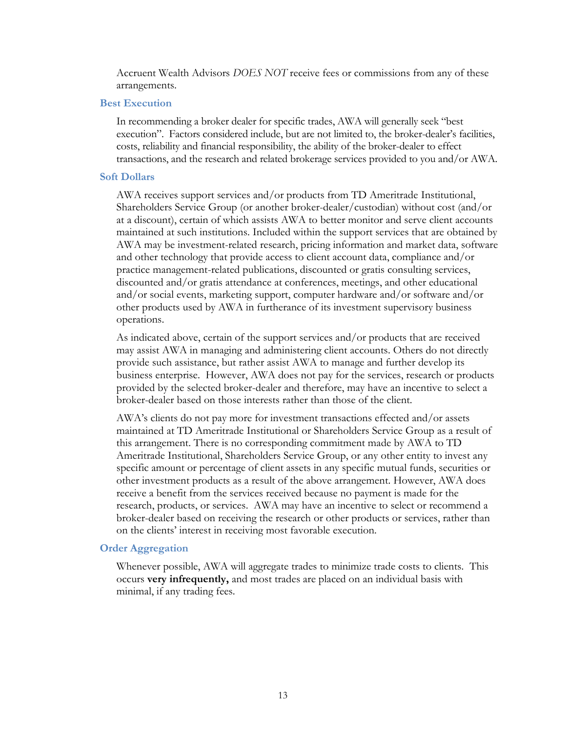Accruent Wealth Advisors *DOES NOT* receive fees or commissions from any of these arrangements.

### Best Execution

In recommending a broker dealer for specific trades, AWA will generally seek "best execution". Factors considered include, but are not limited to, the broker-dealer's facilities, costs, reliability and financial responsibility, the ability of the broker-dealer to effect transactions, and the research and related brokerage services provided to you and/or AWA.

### Soft Dollars

AWA receives support services and/or products from TD Ameritrade Institutional, Shareholders Service Group (or another broker-dealer/custodian) without cost (and/or at a discount), certain of which assists AWA to better monitor and serve client accounts maintained at such institutions. Included within the support services that are obtained by AWA may be investment-related research, pricing information and market data, software and other technology that provide access to client account data, compliance and/or practice management-related publications, discounted or gratis consulting services, discounted and/or gratis attendance at conferences, meetings, and other educational and/or social events, marketing support, computer hardware and/or software and/or other products used by AWA in furtherance of its investment supervisory business operations.

As indicated above, certain of the support services and/or products that are received may assist AWA in managing and administering client accounts. Others do not directly provide such assistance, but rather assist AWA to manage and further develop its business enterprise. However, AWA does not pay for the services, research or products provided by the selected broker-dealer and therefore, may have an incentive to select a broker-dealer based on those interests rather than those of the client.

AWA's clients do not pay more for investment transactions effected and/or assets maintained at TD Ameritrade Institutional or Shareholders Service Group as a result of this arrangement. There is no corresponding commitment made by AWA to TD Ameritrade Institutional, Shareholders Service Group, or any other entity to invest any specific amount or percentage of client assets in any specific mutual funds, securities or other investment products as a result of the above arrangement. However, AWA does receive a benefit from the services received because no payment is made for the research, products, or services. AWA may have an incentive to select or recommend a broker-dealer based on receiving the research or other products or services, rather than on the clients' interest in receiving most favorable execution.

### Order Aggregation

Whenever possible, AWA will aggregate trades to minimize trade costs to clients. This occurs **very infrequently,** and most trades are placed on an individual basis with minimal, if any trading fees.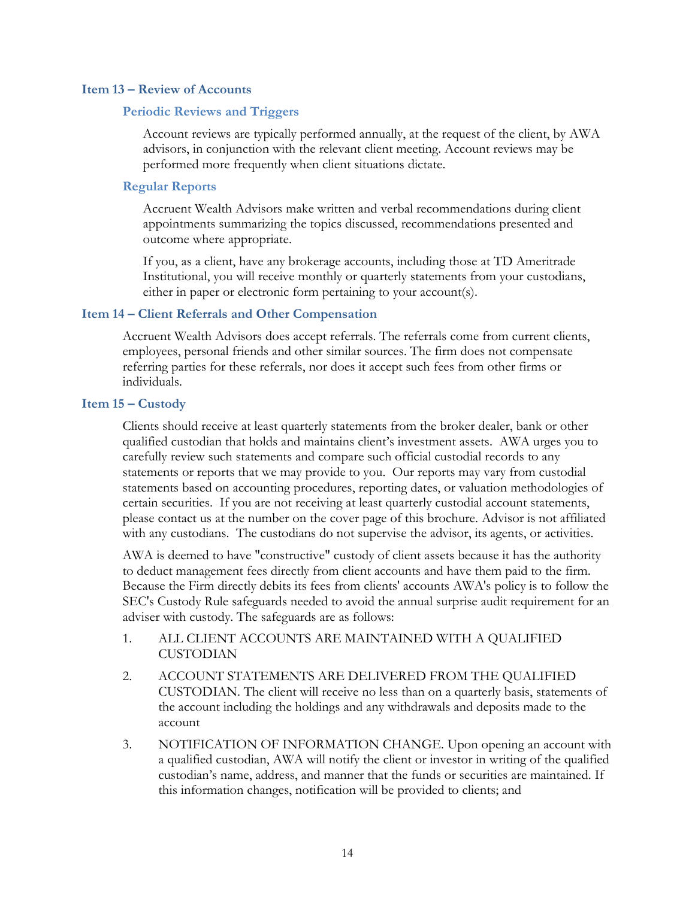## Item 13 – Review of Accounts

### Periodic Reviews and Triggers

Account reviews are typically performed annually, at the request of the client, by AWA advisors, in conjunction with the relevant client meeting. Account reviews may be performed more frequently when client situations dictate.

### Regular Reports

Accruent Wealth Advisors make written and verbal recommendations during client appointments summarizing the topics discussed, recommendations presented and outcome where appropriate.

If you, as a client, have any brokerage accounts, including those at TD Ameritrade Institutional, you will receive monthly or quarterly statements from your custodians, either in paper or electronic form pertaining to your account(s).

## Item 14 – Client Referrals and Other Compensation

Accruent Wealth Advisors does accept referrals. The referrals come from current clients, employees, personal friends and other similar sources. The firm does not compensate referring parties for these referrals, nor does it accept such fees from other firms or individuals.

## Item 15 – Custody

Clients should receive at least quarterly statements from the broker dealer, bank or other qualified custodian that holds and maintains client's investment assets. AWA urges you to carefully review such statements and compare such official custodial records to any statements or reports that we may provide to you. Our reports may vary from custodial statements based on accounting procedures, reporting dates, or valuation methodologies of certain securities. If you are not receiving at least quarterly custodial account statements, please contact us at the number on the cover page of this brochure. Advisor is not affiliated with any custodians. The custodians do not supervise the advisor, its agents, or activities.

AWA is deemed to have "constructive" custody of client assets because it has the authority to deduct management fees directly from client accounts and have them paid to the firm. Because the Firm directly debits its fees from clients' accounts AWA's policy is to follow the SEC's Custody Rule safeguards needed to avoid the annual surprise audit requirement for an adviser with custody. The safeguards are as follows:

1. ALL CLIENT ACCOUNTS ARE MAINTAINED WITH A QUALIFIED CUSTODIAN
2. ACCOUNT STATEMENTS ARE DELIVERED FROM THE QUALIFIED CUSTODIAN. The client will receive no less than on a quarterly basis, statements of the account including the holdings and any withdrawals and deposits made to the account
3. NOTIFICATION OF INFORMATION CHANGE. Upon opening an account with a qualified custodian, AWA will notify the client or investor in writing of the qualified custodian's name, address, and manner that the funds or securities are maintained. If this information changes, notification will be provided to clients; and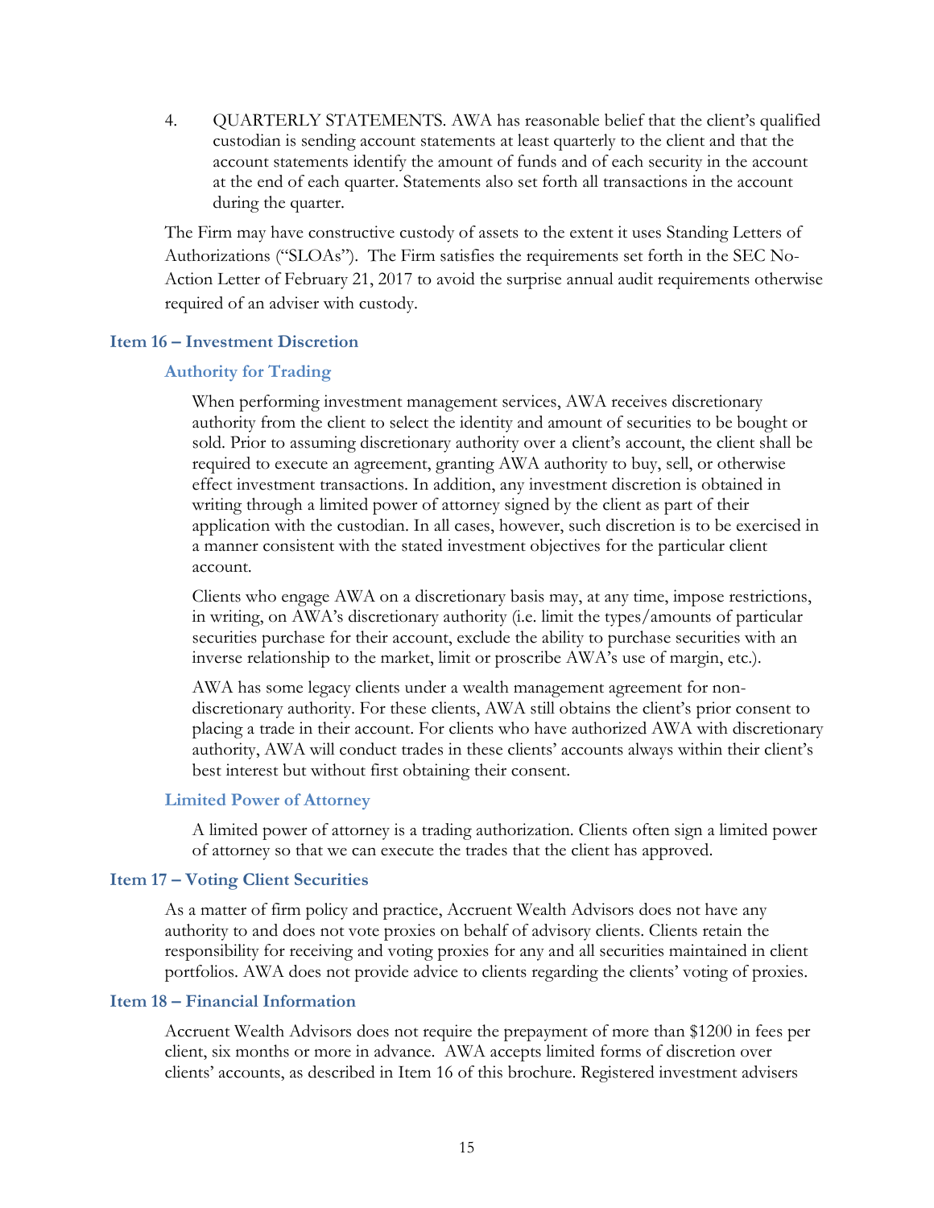4. QUARTERLY STATEMENTS. AWA has reasonable belief that the client's qualified custodian is sending account statements at least quarterly to the client and that the account statements identify the amount of funds and of each security in the account at the end of each quarter. Statements also set forth all transactions in the account during the quarter.

The Firm may have constructive custody of assets to the extent it uses Standing Letters of Authorizations ("SLOAs"). The Firm satisfies the requirements set forth in the SEC No-Action Letter of February 21, 2017 to avoid the surprise annual audit requirements otherwise required of an adviser with custody.

## Item 16 – Investment Discretion

### Authority for Trading

When performing investment management services, AWA receives discretionary authority from the client to select the identity and amount of securities to be bought or sold. Prior to assuming discretionary authority over a client's account, the client shall be required to execute an agreement, granting AWA authority to buy, sell, or otherwise effect investment transactions. In addition, any investment discretion is obtained in writing through a limited power of attorney signed by the client as part of their application with the custodian. In all cases, however, such discretion is to be exercised in a manner consistent with the stated investment objectives for the particular client account.

Clients who engage AWA on a discretionary basis may, at any time, impose restrictions, in writing, on AWA's discretionary authority (i.e. limit the types/amounts of particular securities purchase for their account, exclude the ability to purchase securities with an inverse relationship to the market, limit or proscribe AWA's use of margin, etc.).

AWA has some legacy clients under a wealth management agreement for non-discretionary authority. For these clients, AWA still obtains the client's prior consent to placing a trade in their account. For clients who have authorized AWA with discretionary authority, AWA will conduct trades in these clients' accounts always within their client's best interest but without first obtaining their consent.

### Limited Power of Attorney

A limited power of attorney is a trading authorization. Clients often sign a limited power of attorney so that we can execute the trades that the client has approved.

## Item 17 – Voting Client Securities

As a matter of firm policy and practice, Accruent Wealth Advisors does not have any authority to and does not vote proxies on behalf of advisory clients. Clients retain the responsibility for receiving and voting proxies for any and all securities maintained in client portfolios. AWA does not provide advice to clients regarding the clients' voting of proxies.

## Item 18 – Financial Information

Accruent Wealth Advisors does not require the prepayment of more than $1200 in fees per client, six months or more in advance. AWA accepts limited forms of discretion over clients' accounts, as described in Item 16 of this brochure. Registered investment advisers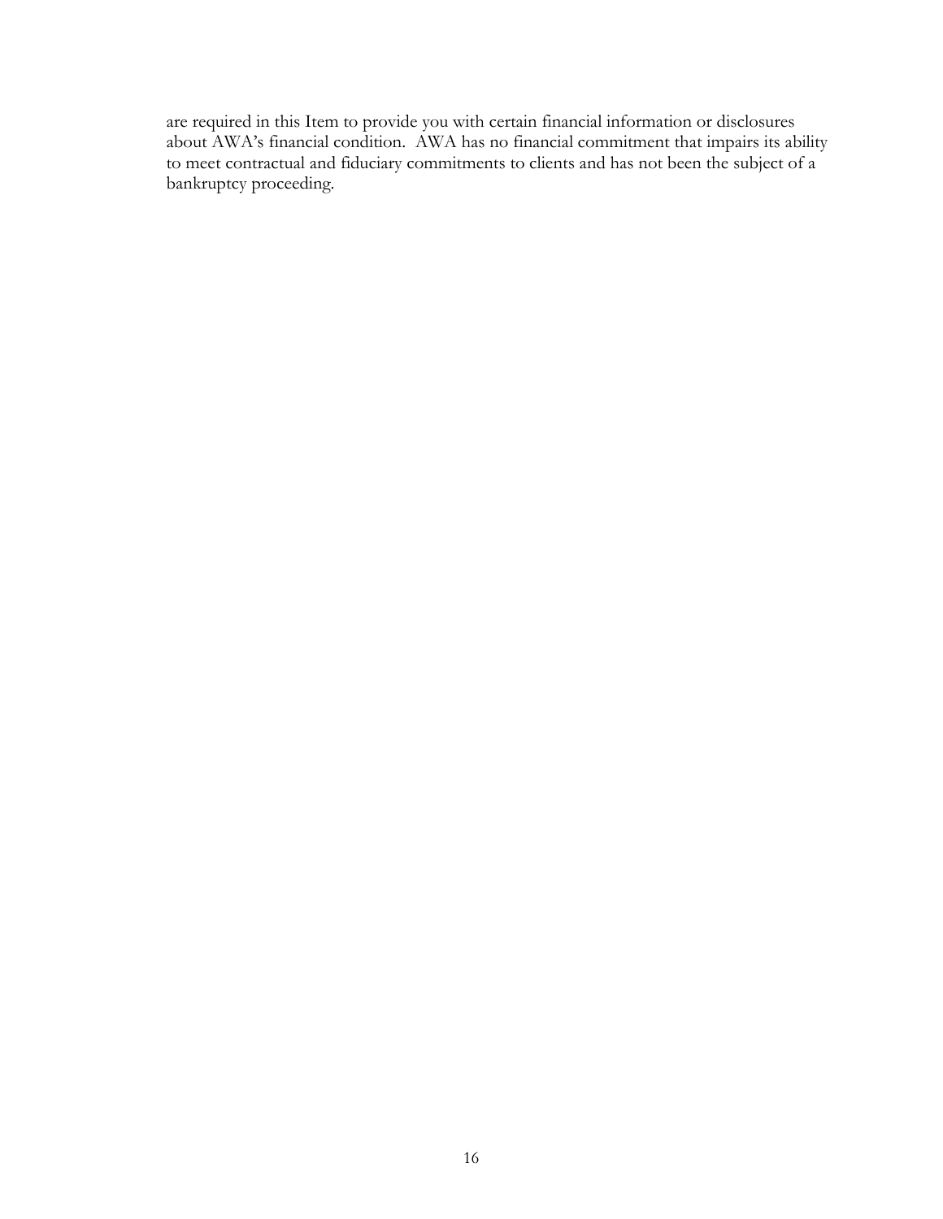are required in this Item to provide you with certain financial information or disclosures about AWA's financial condition. AWA has no financial commitment that impairs its ability to meet contractual and fiduciary commitments to clients and has not been the subject of a bankruptcy proceeding.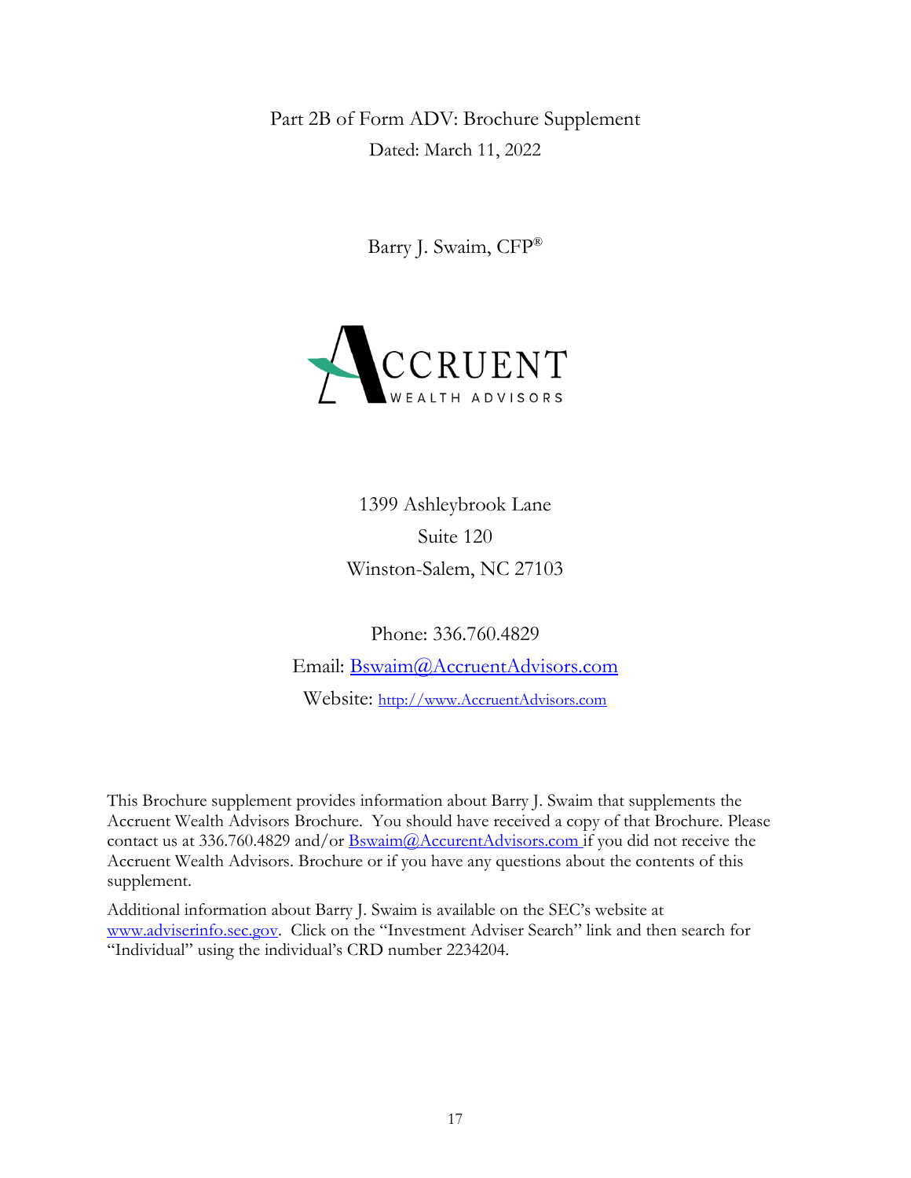Part 2B of Form ADV: Brochure Supplement

Dated: March 11, 2022

Barry J. Swaim, CFP®

ACCRUENT WEALTH ADVISORS

1399 Ashleybrook Lane

Suite 120

Winston-Salem, NC 27103

Phone: 336.760.4829

Email: Bswaim@AccruentAdvisors.com

Website: http://www.AccruentAdvisors.com

This Brochure supplement provides information about Barry J. Swaim that supplements the Accruent Wealth Advisors Brochure. You should have received a copy of that Brochure. Please contact us at 336.760.4829 and/or Bswaim@AccurentAdvisors.com if you did not receive the Accruent Wealth Advisors. Brochure or if you have any questions about the contents of this supplement.

Additional information about Barry J. Swaim is available on the SEC's website at www.adviserinfo.sec.gov. Click on the "Investment Adviser Search" link and then search for "Individual" using the individual's CRD number 2234204.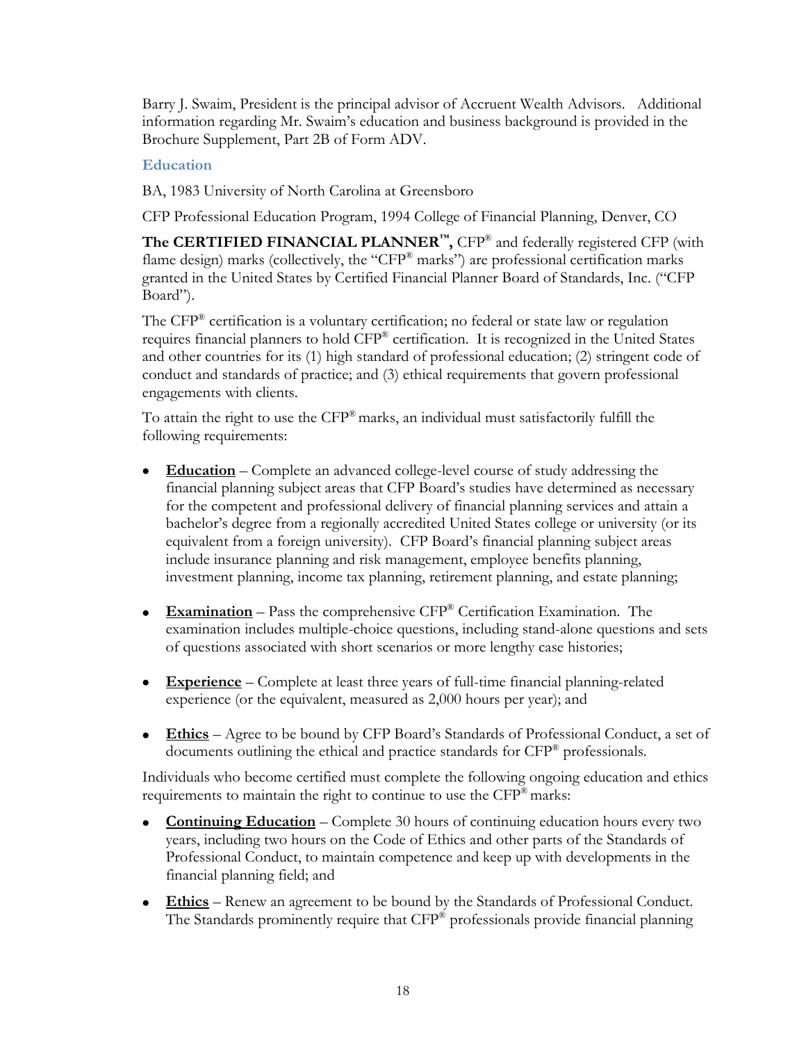Barry J. Swaim, President is the principal advisor of Accruent Wealth Advisors. Additional information regarding Mr. Swaim's education and business background is provided in the Brochure Supplement, Part 2B of Form ADV.

### Education

BA, 1983 University of North Carolina at Greensboro

CFP Professional Education Program, 1994 College of Financial Planning, Denver, CO

**The CERTIFIED FINANCIAL PLANNER™,** CFP® and federally registered CFP (with flame design) marks (collectively, the "CFP® marks") are professional certification marks granted in the United States by Certified Financial Planner Board of Standards, Inc. ("CFP Board").

The CFP® certification is a voluntary certification; no federal or state law or regulation requires financial planners to hold CFP® certification. It is recognized in the United States and other countries for its (1) high standard of professional education; (2) stringent code of conduct and standards of practice; and (3) ethical requirements that govern professional engagements with clients.

To attain the right to use the CFP® marks, an individual must satisfactorily fulfill the following requirements:

- **Education** – Complete an advanced college-level course of study addressing the financial planning subject areas that CFP Board's studies have determined as necessary for the competent and professional delivery of financial planning services and attain a bachelor's degree from a regionally accredited United States college or university (or its equivalent from a foreign university). CFP Board's financial planning subject areas include insurance planning and risk management, employee benefits planning, investment planning, income tax planning, retirement planning, and estate planning;
- **Examination** – Pass the comprehensive CFP® Certification Examination. The examination includes multiple-choice questions, including stand-alone questions and sets of questions associated with short scenarios or more lengthy case histories;
- **Experience** – Complete at least three years of full-time financial planning-related experience (or the equivalent, measured as 2,000 hours per year); and
- **Ethics** – Agree to be bound by CFP Board's Standards of Professional Conduct, a set of documents outlining the ethical and practice standards for CFP® professionals.

Individuals who become certified must complete the following ongoing education and ethics requirements to maintain the right to continue to use the CFP® marks:

- **Continuing Education** – Complete 30 hours of continuing education hours every two years, including two hours on the Code of Ethics and other parts of the Standards of Professional Conduct, to maintain competence and keep up with developments in the financial planning field; and
- **Ethics** – Renew an agreement to be bound by the Standards of Professional Conduct. The Standards prominently require that CFP® professionals provide financial planning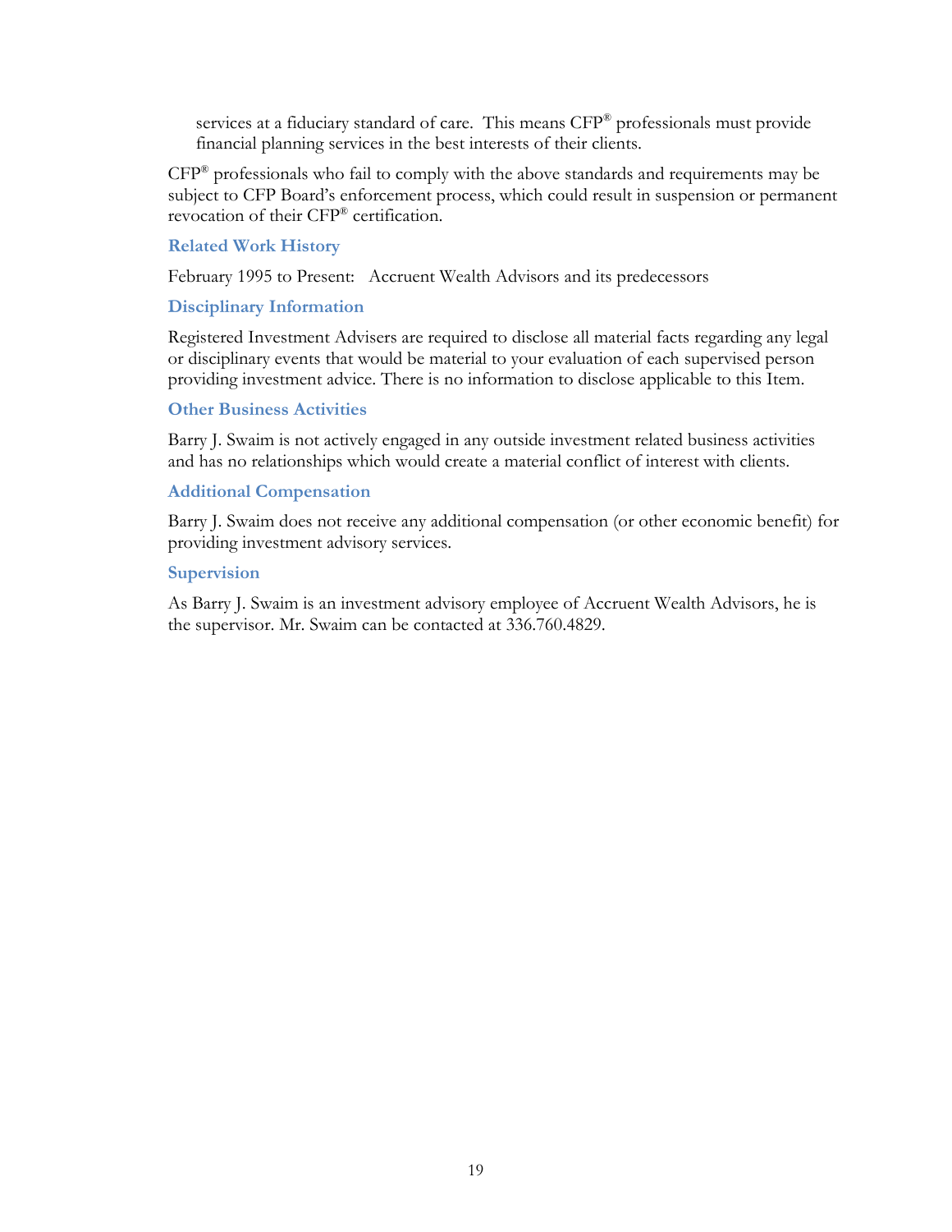services at a fiduciary standard of care. This means CFP® professionals must provide financial planning services in the best interests of their clients.

CFP® professionals who fail to comply with the above standards and requirements may be subject to CFP Board's enforcement process, which could result in suspension or permanent revocation of their CFP® certification.

### Related Work History

February 1995 to Present: Accruent Wealth Advisors and its predecessors

### Disciplinary Information

Registered Investment Advisers are required to disclose all material facts regarding any legal or disciplinary events that would be material to your evaluation of each supervised person providing investment advice. There is no information to disclose applicable to this Item.

### Other Business Activities

Barry J. Swaim is not actively engaged in any outside investment related business activities and has no relationships which would create a material conflict of interest with clients.

### Additional Compensation

Barry J. Swaim does not receive any additional compensation (or other economic benefit) for providing investment advisory services.

### Supervision

As Barry J. Swaim is an investment advisory employee of Accruent Wealth Advisors, he is the supervisor. Mr. Swaim can be contacted at 336.760.4829.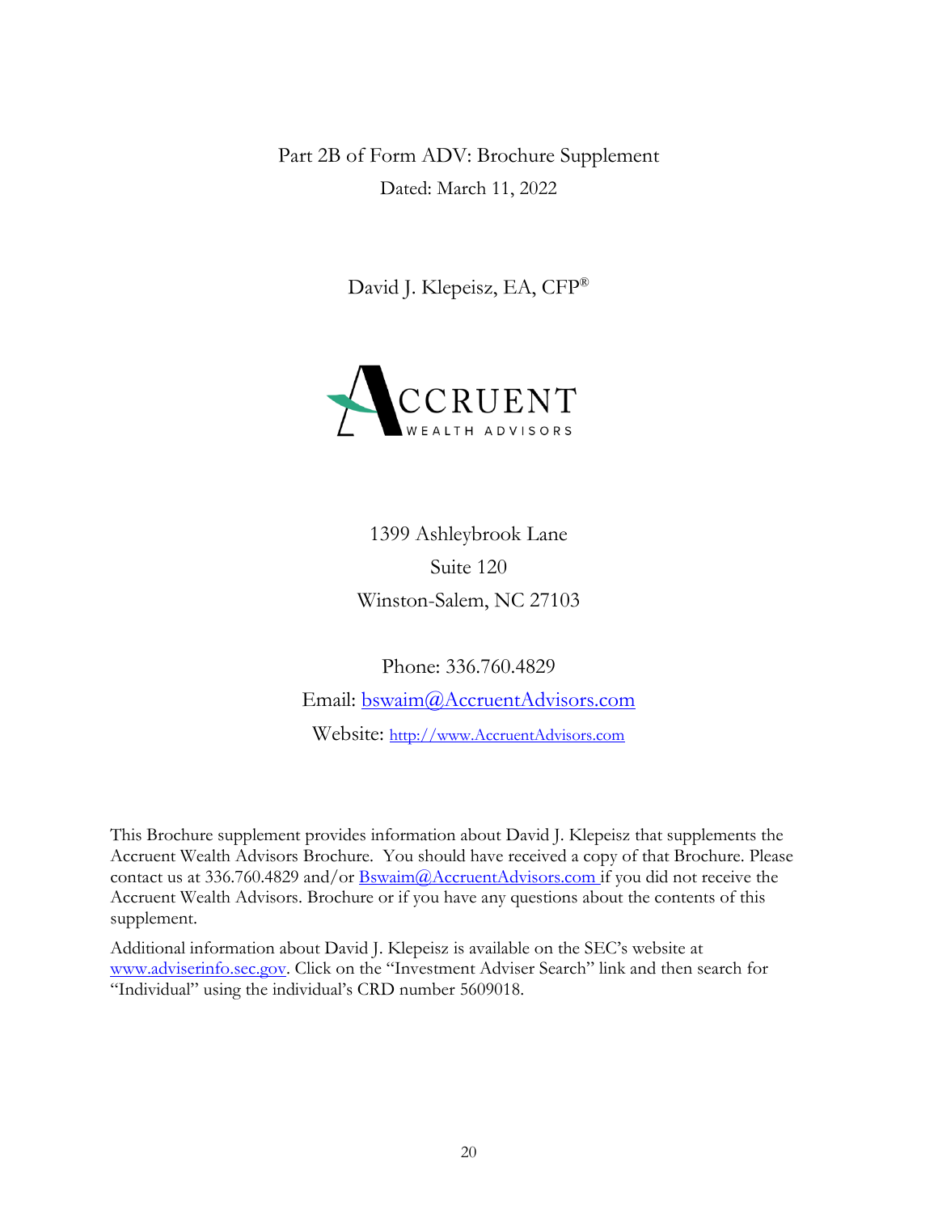Part 2B of Form ADV: Brochure Supplement

Dated: March 11, 2022

David J. Klepeisz, EA, CFP®

ACCRUENT WEALTH ADVISORS

1399 Ashleybrook Lane

Suite 120

Winston-Salem, NC 27103

Phone: 336.760.4829

Email: bswaim@AccruentAdvisors.com

Website: http://www.AccruentAdvisors.com

This Brochure supplement provides information about David J. Klepeisz that supplements the Accruent Wealth Advisors Brochure. You should have received a copy of that Brochure. Please contact us at 336.760.4829 and/or Bswaim@AccruentAdvisors.com if you did not receive the Accruent Wealth Advisors. Brochure or if you have any questions about the contents of this supplement.

Additional information about David J. Klepeisz is available on the SEC's website at www.adviserinfo.sec.gov. Click on the "Investment Adviser Search" link and then search for "Individual" using the individual's CRD number 5609018.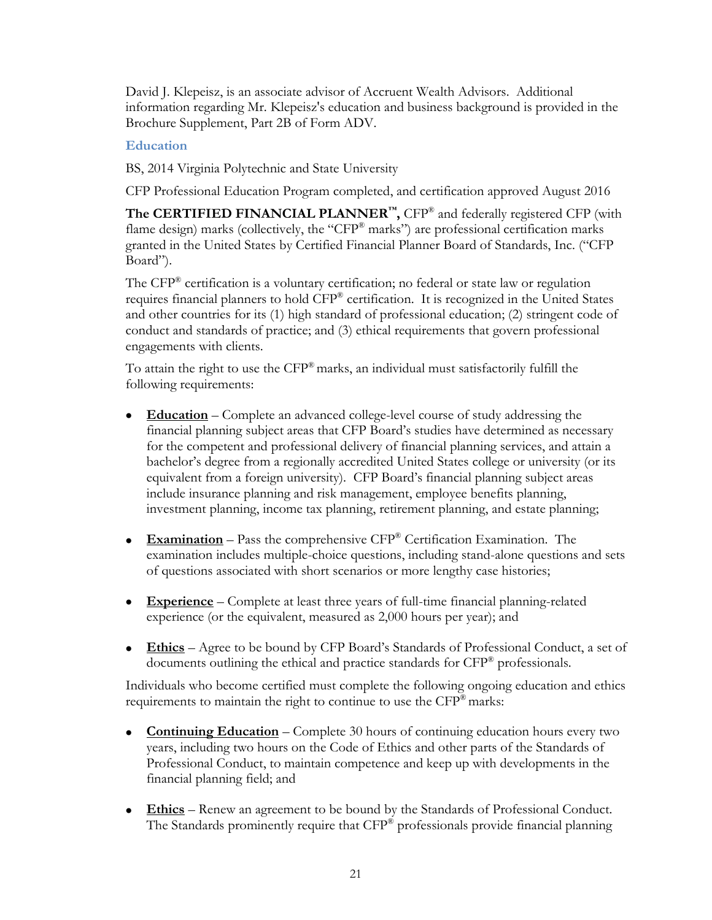David J. Klepeisz, is an associate advisor of Accruent Wealth Advisors. Additional information regarding Mr. Klepeisz's education and business background is provided in the Brochure Supplement, Part 2B of Form ADV.

### Education

BS, 2014 Virginia Polytechnic and State University

CFP Professional Education Program completed, and certification approved August 2016

**The CERTIFIED FINANCIAL PLANNER™,** CFP® and federally registered CFP (with flame design) marks (collectively, the "CFP® marks") are professional certification marks granted in the United States by Certified Financial Planner Board of Standards, Inc. ("CFP Board").

The CFP® certification is a voluntary certification; no federal or state law or regulation requires financial planners to hold CFP® certification. It is recognized in the United States and other countries for its (1) high standard of professional education; (2) stringent code of conduct and standards of practice; and (3) ethical requirements that govern professional engagements with clients.

To attain the right to use the CFP® marks, an individual must satisfactorily fulfill the following requirements:

- **Education** – Complete an advanced college-level course of study addressing the financial planning subject areas that CFP Board's studies have determined as necessary for the competent and professional delivery of financial planning services, and attain a bachelor's degree from a regionally accredited United States college or university (or its equivalent from a foreign university). CFP Board's financial planning subject areas include insurance planning and risk management, employee benefits planning, investment planning, income tax planning, retirement planning, and estate planning;
- **Examination** – Pass the comprehensive CFP® Certification Examination. The examination includes multiple-choice questions, including stand-alone questions and sets of questions associated with short scenarios or more lengthy case histories;
- **Experience** – Complete at least three years of full-time financial planning-related experience (or the equivalent, measured as 2,000 hours per year); and
- **Ethics** – Agree to be bound by CFP Board's Standards of Professional Conduct, a set of documents outlining the ethical and practice standards for CFP® professionals.

Individuals who become certified must complete the following ongoing education and ethics requirements to maintain the right to continue to use the CFP® marks:

- **Continuing Education** – Complete 30 hours of continuing education hours every two years, including two hours on the Code of Ethics and other parts of the Standards of Professional Conduct, to maintain competence and keep up with developments in the financial planning field; and
- **Ethics** – Renew an agreement to be bound by the Standards of Professional Conduct. The Standards prominently require that CFP® professionals provide financial planning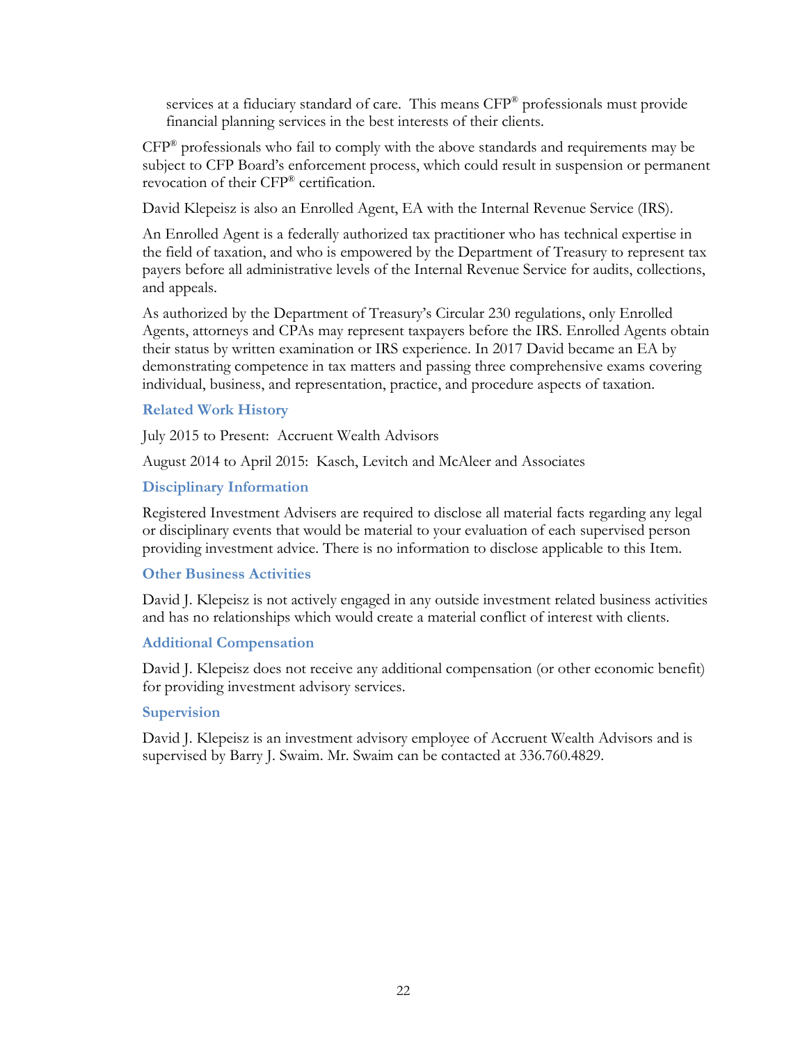services at a fiduciary standard of care. This means CFP® professionals must provide financial planning services in the best interests of their clients.

CFP® professionals who fail to comply with the above standards and requirements may be subject to CFP Board's enforcement process, which could result in suspension or permanent revocation of their CFP® certification.

David Klepeisz is also an Enrolled Agent, EA with the Internal Revenue Service (IRS).

An Enrolled Agent is a federally authorized tax practitioner who has technical expertise in the field of taxation, and who is empowered by the Department of Treasury to represent tax payers before all administrative levels of the Internal Revenue Service for audits, collections, and appeals.

As authorized by the Department of Treasury's Circular 230 regulations, only Enrolled Agents, attorneys and CPAs may represent taxpayers before the IRS. Enrolled Agents obtain their status by written examination or IRS experience. In 2017 David became an EA by demonstrating competence in tax matters and passing three comprehensive exams covering individual, business, and representation, practice, and procedure aspects of taxation.

### Related Work History

July 2015 to Present: Accruent Wealth Advisors

August 2014 to April 2015: Kasch, Levitch and McAleer and Associates

### Disciplinary Information

Registered Investment Advisers are required to disclose all material facts regarding any legal or disciplinary events that would be material to your evaluation of each supervised person providing investment advice. There is no information to disclose applicable to this Item.

### Other Business Activities

David J. Klepeisz is not actively engaged in any outside investment related business activities and has no relationships which would create a material conflict of interest with clients.

### Additional Compensation

David J. Klepeisz does not receive any additional compensation (or other economic benefit) for providing investment advisory services.

### Supervision

David J. Klepeisz is an investment advisory employee of Accruent Wealth Advisors and is supervised by Barry J. Swaim. Mr. Swaim can be contacted at 336.760.4829.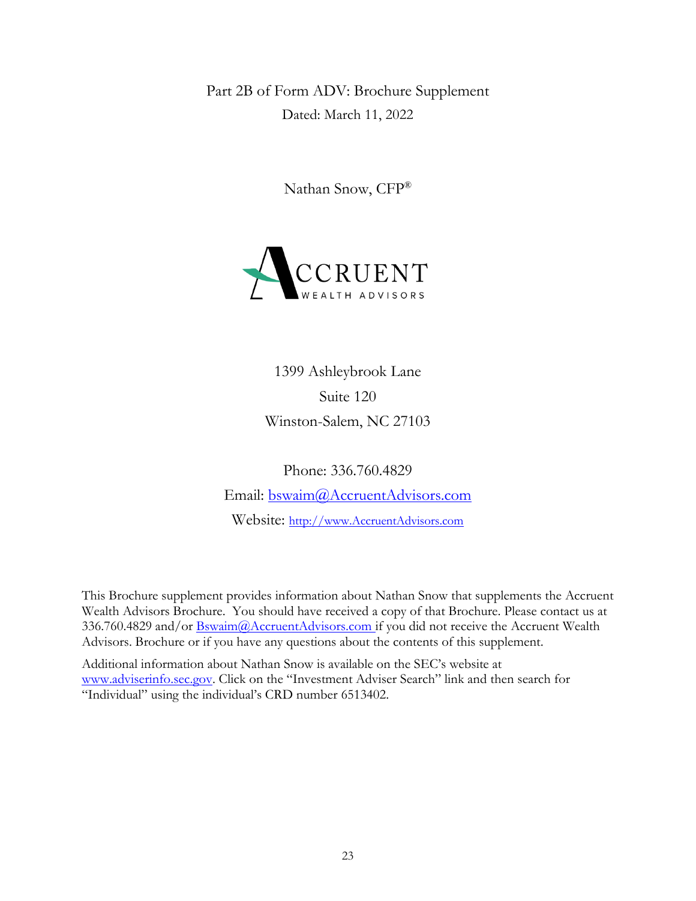Part 2B of Form ADV: Brochure Supplement

Dated: March 11, 2022

Nathan Snow, CFP®

ACCRUENT WEALTH ADVISORS

1399 Ashleybrook Lane

Suite 120

Winston-Salem, NC 27103

Phone: 336.760.4829

Email: bswaim@AccruentAdvisors.com

Website: http://www.AccruentAdvisors.com

This Brochure supplement provides information about Nathan Snow that supplements the Accruent Wealth Advisors Brochure. You should have received a copy of that Brochure. Please contact us at 336.760.4829 and/or Bswaim@AccruentAdvisors.com if you did not receive the Accruent Wealth Advisors. Brochure or if you have any questions about the contents of this supplement.

Additional information about Nathan Snow is available on the SEC's website at www.adviserinfo.sec.gov. Click on the "Investment Adviser Search" link and then search for "Individual" using the individual's CRD number 6513402.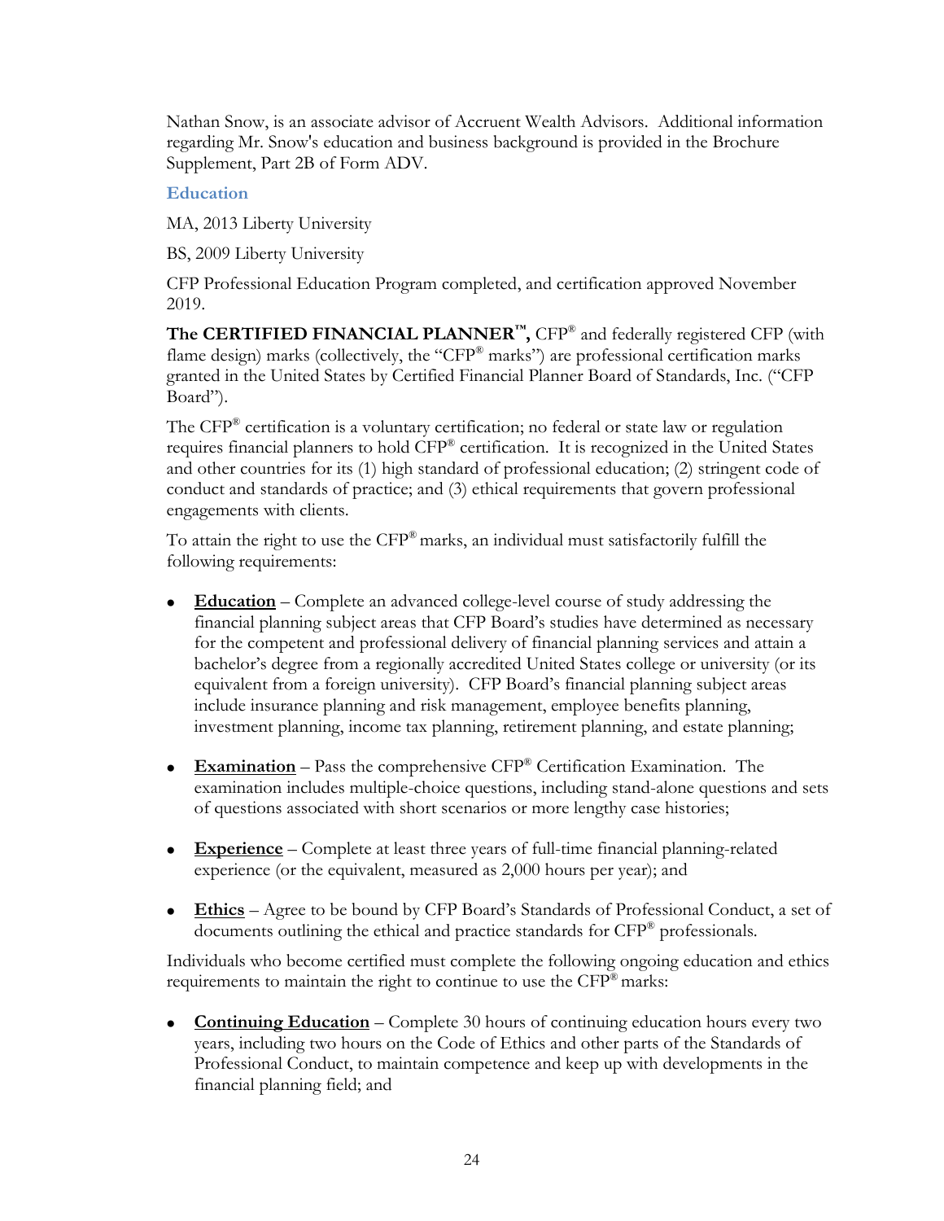Nathan Snow, is an associate advisor of Accruent Wealth Advisors. Additional information regarding Mr. Snow's education and business background is provided in the Brochure Supplement, Part 2B of Form ADV.

### Education

MA, 2013 Liberty University

BS, 2009 Liberty University

CFP Professional Education Program completed, and certification approved November 2019.

**The CERTIFIED FINANCIAL PLANNER™,** CFP® and federally registered CFP (with flame design) marks (collectively, the "CFP® marks") are professional certification marks granted in the United States by Certified Financial Planner Board of Standards, Inc. ("CFP Board").

The CFP® certification is a voluntary certification; no federal or state law or regulation requires financial planners to hold CFP® certification. It is recognized in the United States and other countries for its (1) high standard of professional education; (2) stringent code of conduct and standards of practice; and (3) ethical requirements that govern professional engagements with clients.

To attain the right to use the CFP® marks, an individual must satisfactorily fulfill the following requirements:

- **Education** – Complete an advanced college-level course of study addressing the financial planning subject areas that CFP Board's studies have determined as necessary for the competent and professional delivery of financial planning services and attain a bachelor's degree from a regionally accredited United States college or university (or its equivalent from a foreign university). CFP Board's financial planning subject areas include insurance planning and risk management, employee benefits planning, investment planning, income tax planning, retirement planning, and estate planning;
- **Examination** – Pass the comprehensive CFP® Certification Examination. The examination includes multiple-choice questions, including stand-alone questions and sets of questions associated with short scenarios or more lengthy case histories;
- **Experience** – Complete at least three years of full-time financial planning-related experience (or the equivalent, measured as 2,000 hours per year); and
- **Ethics** – Agree to be bound by CFP Board's Standards of Professional Conduct, a set of documents outlining the ethical and practice standards for CFP® professionals.

Individuals who become certified must complete the following ongoing education and ethics requirements to maintain the right to continue to use the CFP® marks:

- **Continuing Education** – Complete 30 hours of continuing education hours every two years, including two hours on the Code of Ethics and other parts of the Standards of Professional Conduct, to maintain competence and keep up with developments in the financial planning field; and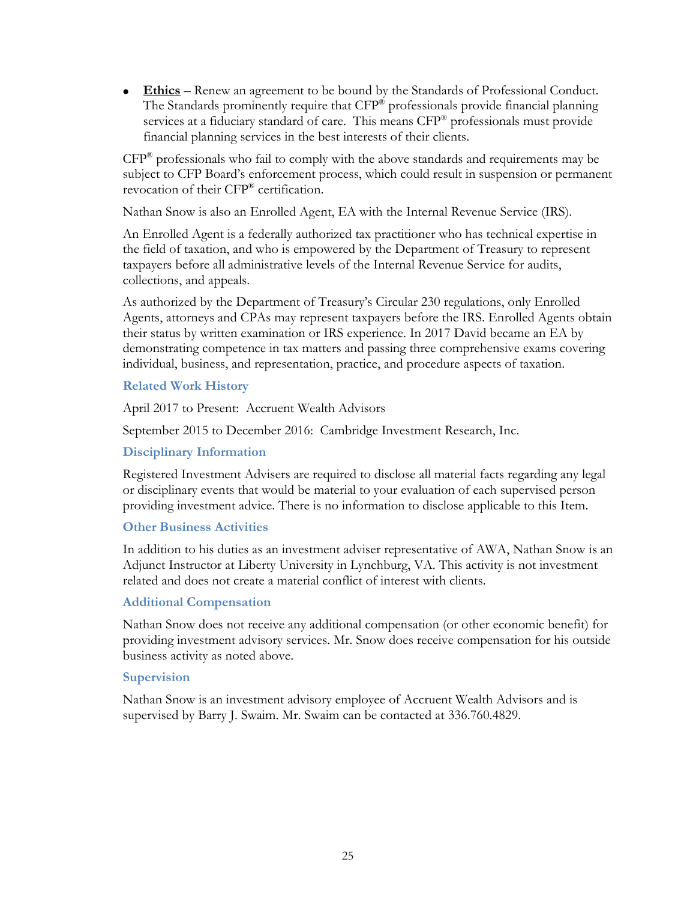- **Ethics** – Renew an agreement to be bound by the Standards of Professional Conduct. The Standards prominently require that CFP® professionals provide financial planning services at a fiduciary standard of care. This means CFP® professionals must provide financial planning services in the best interests of their clients.

CFP® professionals who fail to comply with the above standards and requirements may be subject to CFP Board's enforcement process, which could result in suspension or permanent revocation of their CFP® certification.

Nathan Snow is also an Enrolled Agent, EA with the Internal Revenue Service (IRS).

An Enrolled Agent is a federally authorized tax practitioner who has technical expertise in the field of taxation, and who is empowered by the Department of Treasury to represent taxpayers before all administrative levels of the Internal Revenue Service for audits, collections, and appeals.

As authorized by the Department of Treasury's Circular 230 regulations, only Enrolled Agents, attorneys and CPAs may represent taxpayers before the IRS. Enrolled Agents obtain their status by written examination or IRS experience. In 2017 David became an EA by demonstrating competence in tax matters and passing three comprehensive exams covering individual, business, and representation, practice, and procedure aspects of taxation.

### Related Work History

April 2017 to Present: Accruent Wealth Advisors

September 2015 to December 2016: Cambridge Investment Research, Inc.

### Disciplinary Information

Registered Investment Advisers are required to disclose all material facts regarding any legal or disciplinary events that would be material to your evaluation of each supervised person providing investment advice. There is no information to disclose applicable to this Item.

### Other Business Activities

In addition to his duties as an investment adviser representative of AWA, Nathan Snow is an Adjunct Instructor at Liberty University in Lynchburg, VA. This activity is not investment related and does not create a material conflict of interest with clients.

### Additional Compensation

Nathan Snow does not receive any additional compensation (or other economic benefit) for providing investment advisory services. Mr. Snow does receive compensation for his outside business activity as noted above.

### Supervision

Nathan Snow is an investment advisory employee of Accruent Wealth Advisors and is supervised by Barry J. Swaim. Mr. Swaim can be contacted at 336.760.4829.